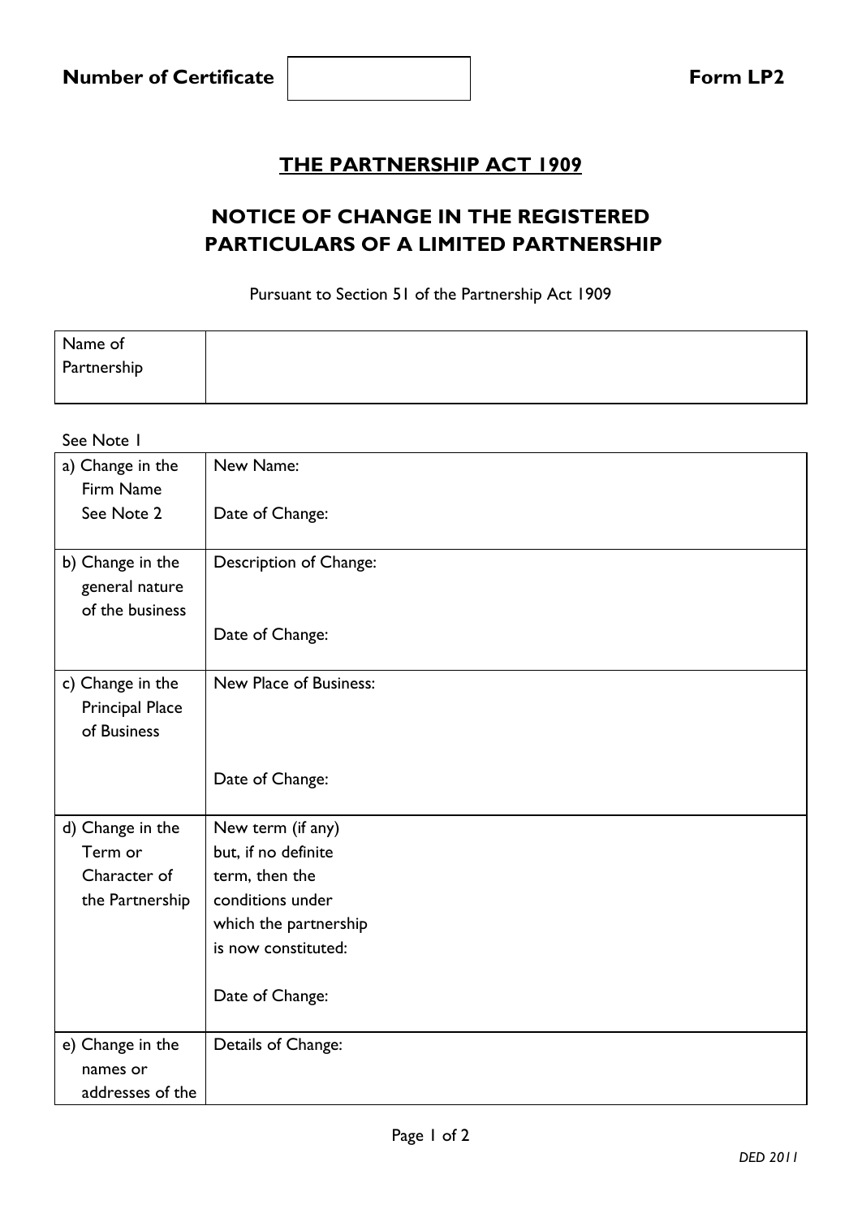**Number of Certificate** | | **Form LP2**

# THE PARTNERSHIP ACT 1909

## NOTICE OF CHANGE IN THE REGISTERED PARTICULARS OF A LIMITED PARTNERSHIP

Pursuant to Section 51 of the Partnership Act 1909

| Name of Partnership | |
|---|---|

See Note 1

| | |
|---|---|
| a) Change in the Firm Name<br>See Note 2 | New Name:<br><br>Date of Change: |
| b) Change in the general nature of the business | Description of Change:<br><br>Date of Change: |
| c) Change in the Principal Place of Business | New Place of Business:<br><br>Date of Change: |
| d) Change in the Term or Character of the Partnership | New term (if any) but, if no definite term, then the conditions under which the partnership is now constituted:<br><br>Date of Change: |
| e) Change in the names or addresses of the | Details of Change: |

*DED 2011*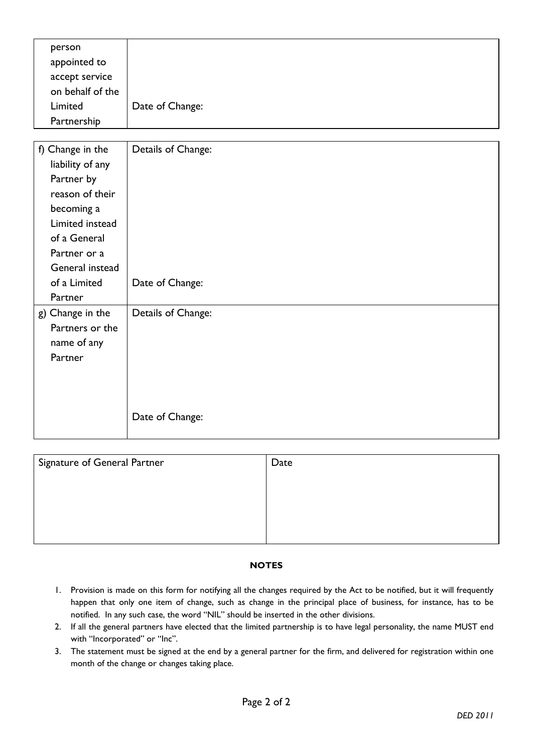| | |
|---|---|
| person appointed to accept service on behalf of the Limited Partnership | Date of Change: |

| | |
|---|---|
| f) Change in the liability of any Partner by reason of their becoming a Limited instead of a General Partner or a General instead of a Limited Partner | Details of Change:<br><br>Date of Change: |
| g) Change in the Partners or the name of any Partner | Details of Change:<br><br>Date of Change: |

| | |
|---|---|
| Signature of General Partner | Date |

**NOTES**

1. Provision is made on this form for notifying all the changes required by the Act to be notified, but it will frequently happen that only one item of change, such as change in the principal place of business, for instance, has to be notified. In any such case, the word "NIL" should be inserted in the other divisions.
2. If all the general partners have elected that the limited partnership is to have legal personality, the name MUST end with "Incorporated" or "Inc".
3. The statement must be signed at the end by a general partner for the firm, and delivered for registration within one month of the change or changes taking place.

*DED 2011*